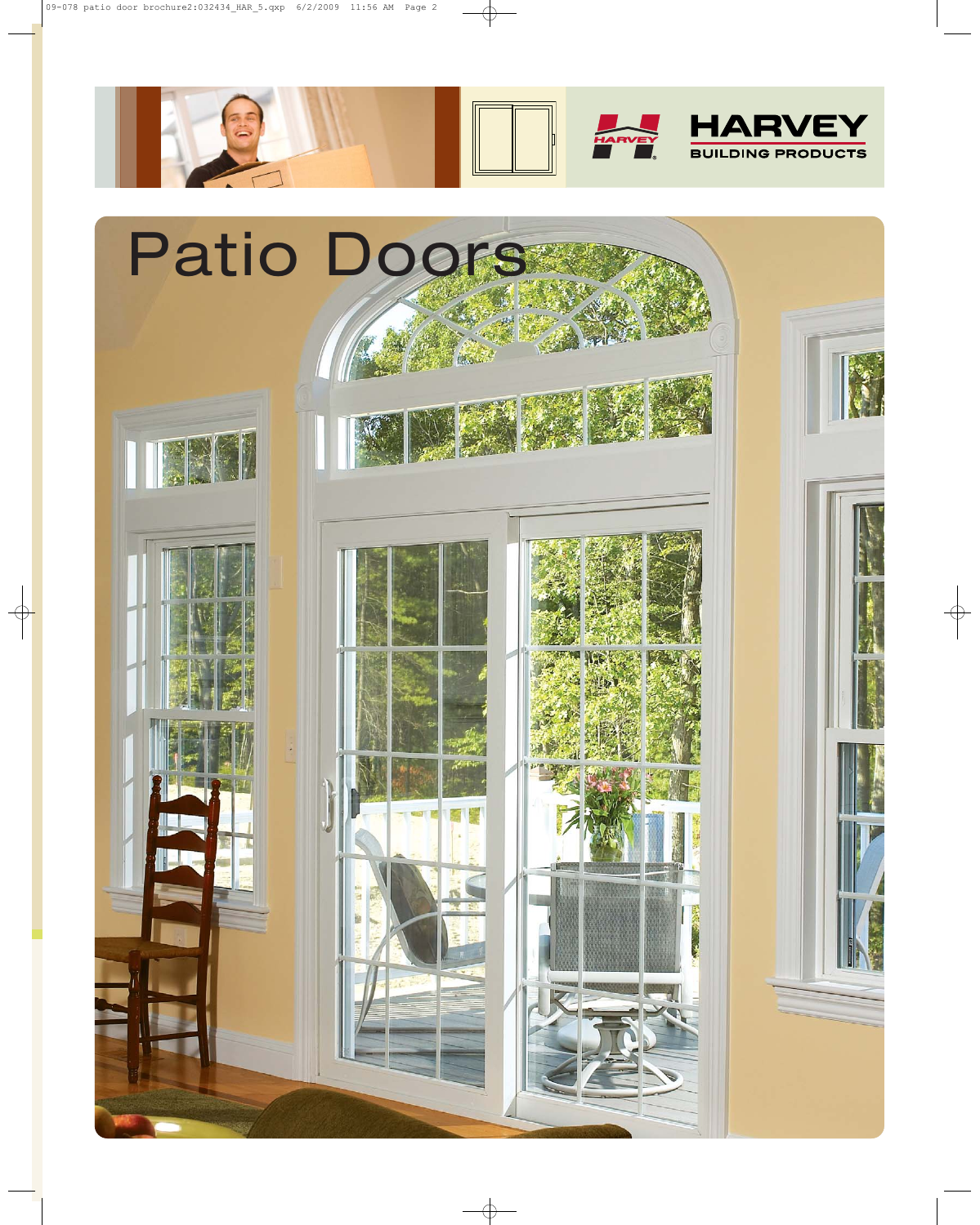HARVEY

BUILDING PRODUCTS

# Patio Doors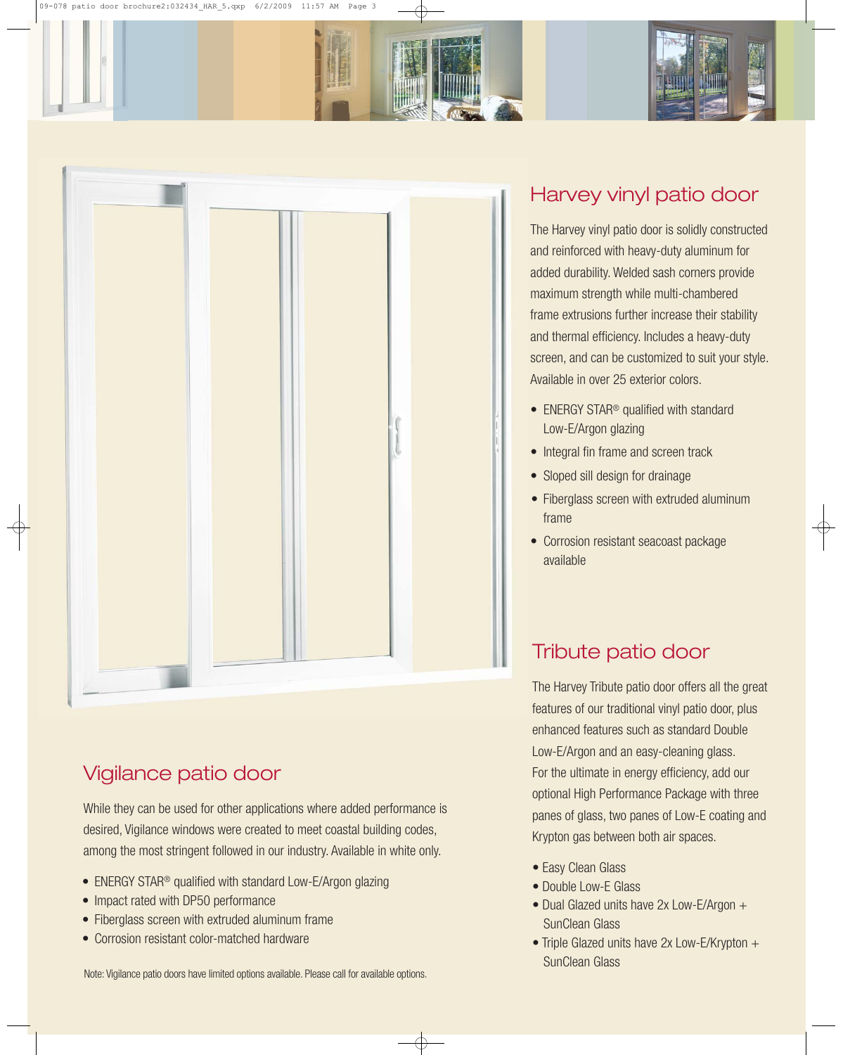## Harvey vinyl patio door

The Harvey vinyl patio door is solidly constructed and reinforced with heavy-duty aluminum for added durability. Welded sash corners provide maximum strength while multi-chambered frame extrusions further increase their stability and thermal efficiency. Includes a heavy-duty screen, and can be customized to suit your style. Available in over 25 exterior colors.

- ENERGY STAR® qualified with standard Low-E/Argon glazing
- Integral fin frame and screen track
- Sloped sill design for drainage
- Fiberglass screen with extruded aluminum frame
- Corrosion resistant seacoast package available

## Tribute patio door

The Harvey Tribute patio door offers all the great features of our traditional vinyl patio door, plus enhanced features such as standard Double Low-E/Argon and an easy-cleaning glass. For the ultimate in energy efficiency, add our optional High Performance Package with three panes of glass, two panes of Low-E coating and Krypton gas between both air spaces.

- Easy Clean Glass
- Double Low-E Glass
- Dual Glazed units have 2x Low-E/Argon + SunClean Glass
- Triple Glazed units have 2x Low-E/Krypton + SunClean Glass

## Vigilance patio door

While they can be used for other applications where added performance is desired, Vigilance windows were created to meet coastal building codes, among the most stringent followed in our industry. Available in white only.

- ENERGY STAR® qualified with standard Low-E/Argon glazing
- Impact rated with DP50 performance
- Fiberglass screen with extruded aluminum frame
- Corrosion resistant color-matched hardware

Note: Vigilance patio doors have limited options available. Please call for available options.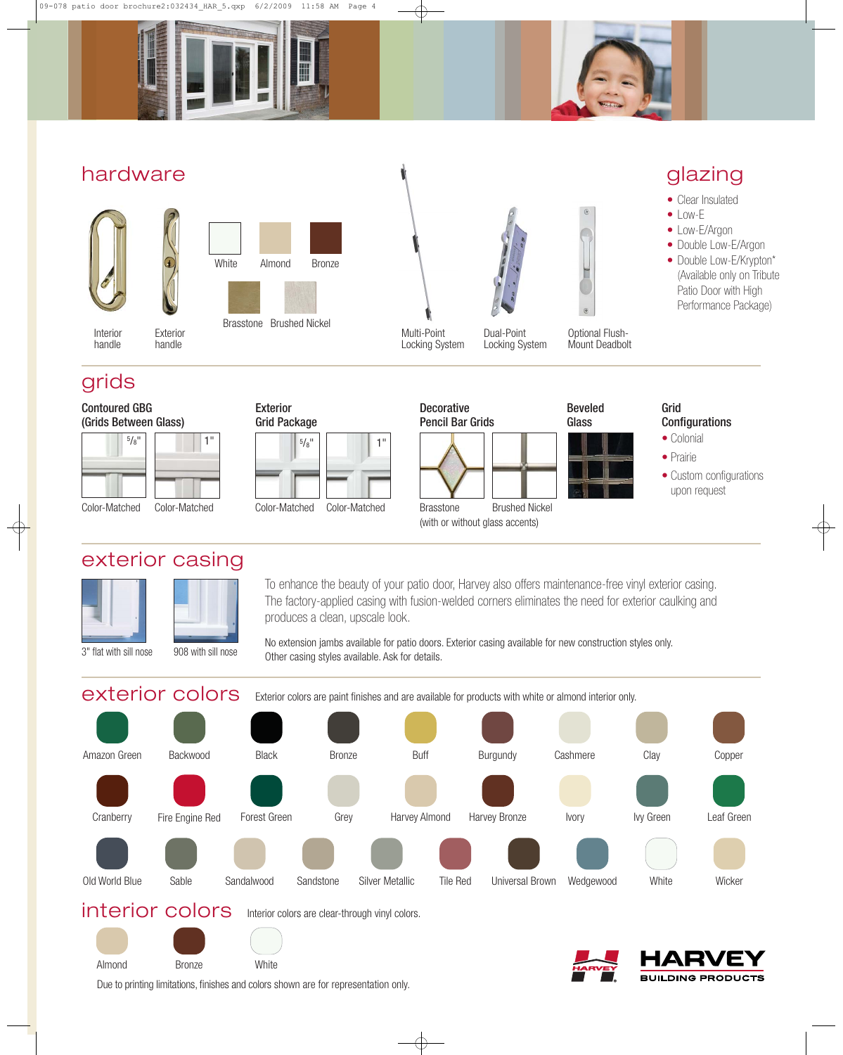## hardware

Interior handle

Exterior handle

White

Almond

Bronze

Brasstone

Brushed Nickel

Multi-Point Locking System

Dual-Point Locking System

Optional Flush-Mount Deadbolt

## glazing

- Clear Insulated
- Low-E
- Low-E/Argon
- Double Low-E/Argon
- Double Low-E/Krypton* (Available only on Tribute Patio Door with High Performance Package)

## grids

**Contoured GBG (Grids Between Glass)**

5/8" Color-Matched

1" Color-Matched

**Exterior Grid Package**

5/8" Color-Matched

1" Color-Matched

**Decorative Pencil Bar Grids**

Brasstone

Brushed Nickel

(with or without glass accents)

**Beveled Glass**

**Grid Configurations**

- Colonial
- Prairie
- Custom configurations upon request

## exterior casing

3" flat with sill nose

908 with sill nose

To enhance the beauty of your patio door, Harvey also offers maintenance-free vinyl exterior casing. The factory-applied casing with fusion-welded corners eliminates the need for exterior caulking and produces a clean, upscale look.

No extension jambs available for patio doors. Exterior casing available for new construction styles only. Other casing styles available. Ask for details.

## exterior colors

Exterior colors are paint finishes and are available for products with white or almond interior only.

Amazon Green, Backwood, Black, Bronze, Buff, Burgundy, Cashmere, Clay, Copper

Cranberry, Fire Engine Red, Forest Green, Grey, Harvey Almond, Harvey Bronze, Ivory, Ivy Green, Leaf Green

Old World Blue, Sable, Sandalwood, Sandstone, Silver Metallic, Tile Red, Universal Brown, Wedgewood, White, Wicker

## interior colors

Interior colors are clear-through vinyl colors.

Almond, Bronze, White

Due to printing limitations, finishes and colors shown are for representation only.

HARVEY BUILDING PRODUCTS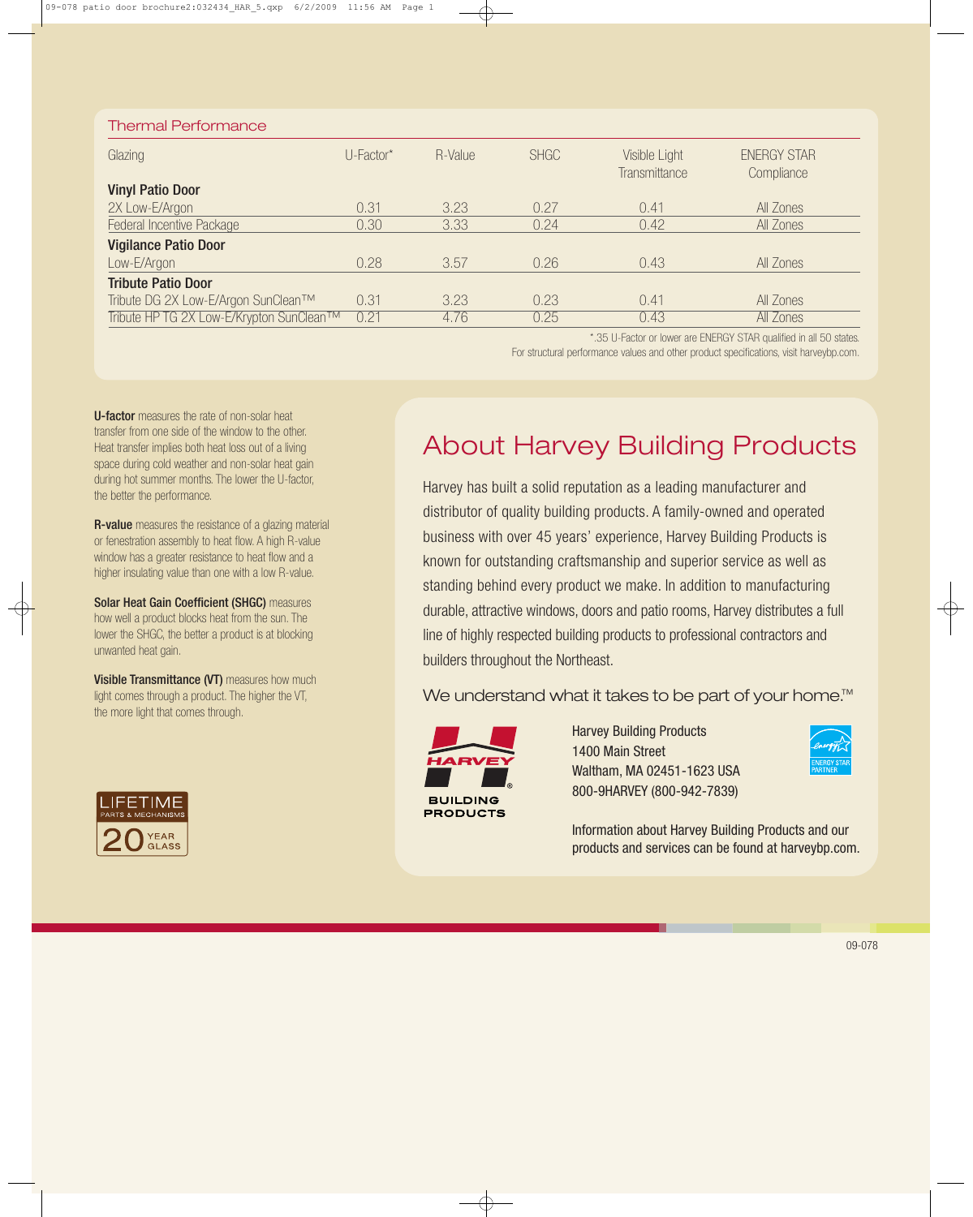## Thermal Performance

| Glazing | U-Factor* | R-Value | SHGC | Visible Light Transmittance | ENERGY STAR Compliance |
|---|---|---|---|---|---|
| **Vinyl Patio Door** | | | | | |
| 2X Low-E/Argon | 0.31 | 3.23 | 0.27 | 0.41 | All Zones |
| Federal Incentive Package | 0.30 | 3.33 | 0.24 | 0.42 | All Zones |
| **Vigilance Patio Door** | | | | | |
| Low-E/Argon | 0.28 | 3.57 | 0.26 | 0.43 | All Zones |
| **Tribute Patio Door** | | | | | |
| Tribute DG 2X Low-E/Argon SunClean™ | 0.31 | 3.23 | 0.23 | 0.41 | All Zones |
| Tribute HP TG 2X Low-E/Krypton SunClean™ | 0.21 | 4.76 | 0.25 | 0.43 | All Zones |

*.35 U-Factor or lower are ENERGY STAR qualified in all 50 states.
For structural performance values and other product specifications, visit harveybp.com.

**U-factor** measures the rate of non-solar heat transfer from one side of the window to the other. Heat transfer implies both heat loss out of a living space during cold weather and non-solar heat gain during hot summer months. The lower the U-factor, the better the performance.

**R-value** measures the resistance of a glazing material or fenestration assembly to heat flow. A high R-value window has a greater resistance to heat flow and a higher insulating value than one with a low R-value.

**Solar Heat Gain Coefficient (SHGC)** measures how well a product blocks heat from the sun. The lower the SHGC, the better a product is at blocking unwanted heat gain.

**Visible Transmittance (VT)** measures how much light comes through a product. The higher the VT, the more light that comes through.

LIFETIME PARTS & MECHANISMS
20 YEAR GLASS

## About Harvey Building Products

Harvey has built a solid reputation as a leading manufacturer and distributor of quality building products. A family-owned and operated business with over 45 years' experience, Harvey Building Products is known for outstanding craftsmanship and superior service as well as standing behind every product we make. In addition to manufacturing durable, attractive windows, doors and patio rooms, Harvey distributes a full line of highly respected building products to professional contractors and builders throughout the Northeast.

We understand what it takes to be part of your home.™

HARVEY BUILDING PRODUCTS

Harvey Building Products
1400 Main Street
Waltham, MA 02451-1623 USA
800-9HARVEY (800-942-7839)

ENERGY STAR PARTNER

Information about Harvey Building Products and our products and services can be found at harveybp.com.

09-078